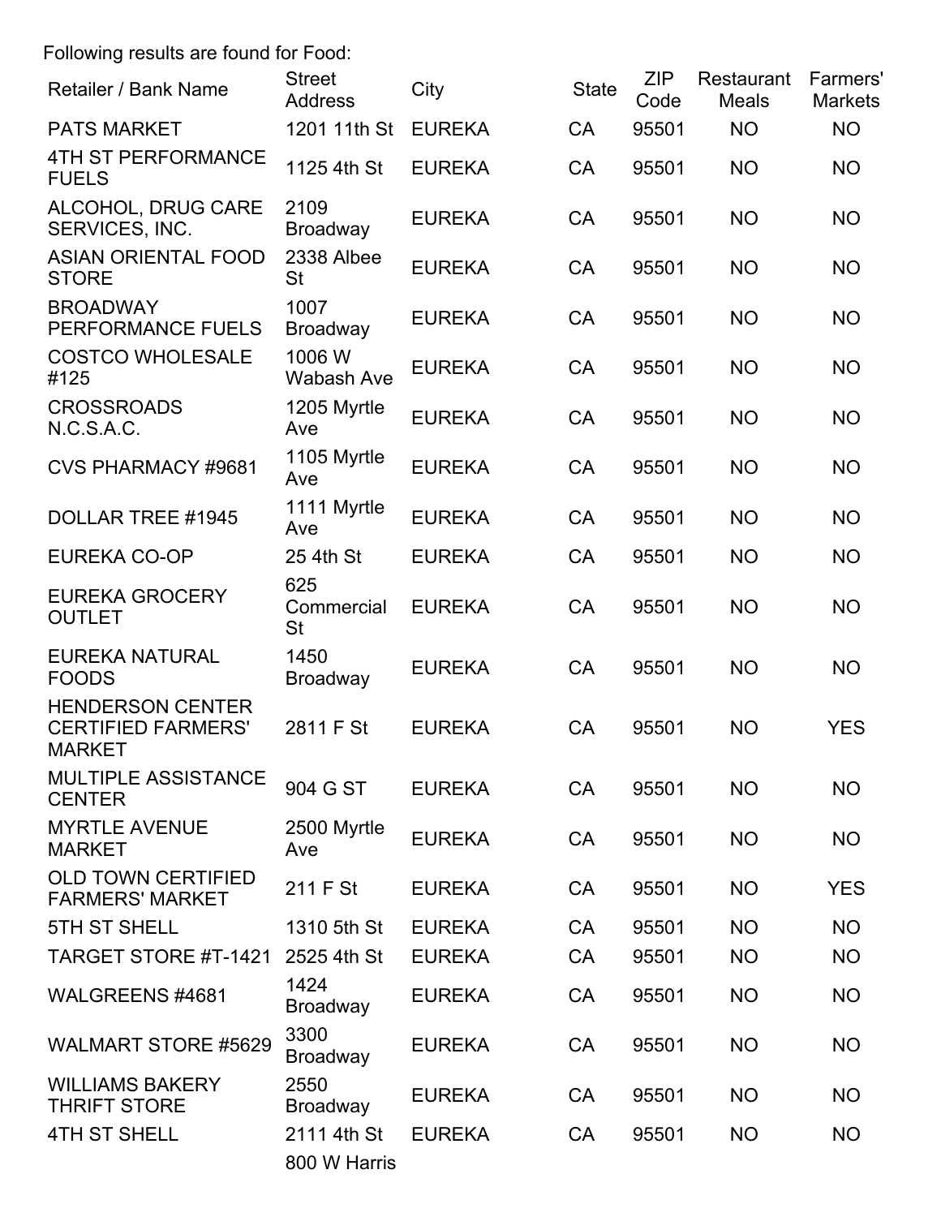Following results are found for Food:

| Retailer / Bank Name | Street Address | City | State | ZIP Code | Restaurant Meals | Farmers' Markets |
|---|---|---|---|---|---|---|
| PATS MARKET | 1201 11th St | EUREKA | CA | 95501 | NO | NO |
| 4TH ST PERFORMANCE FUELS | 1125 4th St | EUREKA | CA | 95501 | NO | NO |
| ALCOHOL, DRUG CARE SERVICES, INC. | 2109 Broadway | EUREKA | CA | 95501 | NO | NO |
| ASIAN ORIENTAL FOOD STORE | 2338 Albee St | EUREKA | CA | 95501 | NO | NO |
| BROADWAY PERFORMANCE FUELS | 1007 Broadway | EUREKA | CA | 95501 | NO | NO |
| COSTCO WHOLESALE #125 | 1006 W Wabash Ave | EUREKA | CA | 95501 | NO | NO |
| CROSSROADS N.C.S.A.C. | 1205 Myrtle Ave | EUREKA | CA | 95501 | NO | NO |
| CVS PHARMACY #9681 | 1105 Myrtle Ave | EUREKA | CA | 95501 | NO | NO |
| DOLLAR TREE #1945 | 1111 Myrtle Ave | EUREKA | CA | 95501 | NO | NO |
| EUREKA CO-OP | 25 4th St | EUREKA | CA | 95501 | NO | NO |
| EUREKA GROCERY OUTLET | 625 Commercial St | EUREKA | CA | 95501 | NO | NO |
| EUREKA NATURAL FOODS | 1450 Broadway | EUREKA | CA | 95501 | NO | NO |
| HENDERSON CENTER CERTIFIED FARMERS' MARKET | 2811 F St | EUREKA | CA | 95501 | NO | YES |
| MULTIPLE ASSISTANCE CENTER | 904 G ST | EUREKA | CA | 95501 | NO | NO |
| MYRTLE AVENUE MARKET | 2500 Myrtle Ave | EUREKA | CA | 95501 | NO | NO |
| OLD TOWN CERTIFIED FARMERS' MARKET | 211 F St | EUREKA | CA | 95501 | NO | YES |
| 5TH ST SHELL | 1310 5th St | EUREKA | CA | 95501 | NO | NO |
| TARGET STORE #T-1421 | 2525 4th St | EUREKA | CA | 95501 | NO | NO |
| WALGREENS #4681 | 1424 Broadway | EUREKA | CA | 95501 | NO | NO |
| WALMART STORE #5629 | 3300 Broadway | EUREKA | CA | 95501 | NO | NO |
| WILLIAMS BAKERY THRIFT STORE | 2550 Broadway | EUREKA | CA | 95501 | NO | NO |
| 4TH ST SHELL | 2111 4th St | EUREKA | CA | 95501 | NO | NO |
| | 800 W Harris | | | | | |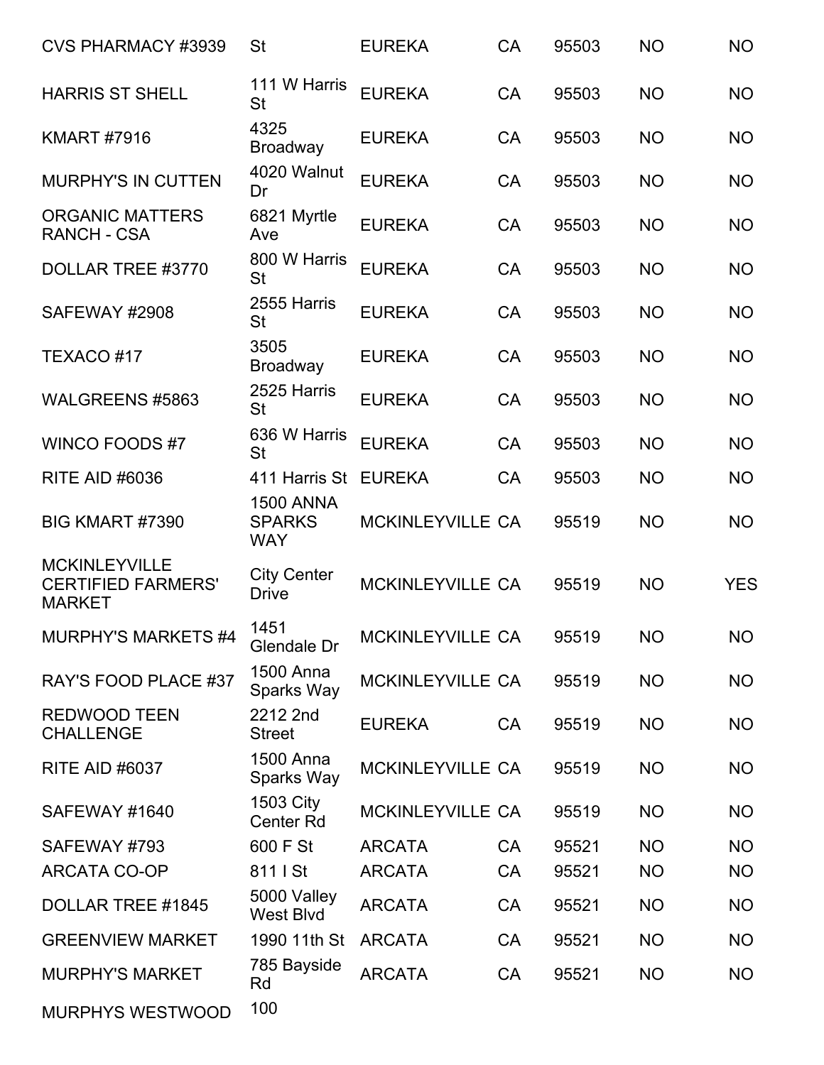| | | | | | | |
|---|---|---|---|---|---|---|
| CVS PHARMACY #3939 | St | EUREKA | CA | 95503 | NO | NO |
| HARRIS ST SHELL | 111 W Harris St | EUREKA | CA | 95503 | NO | NO |
| KMART #7916 | 4325 Broadway | EUREKA | CA | 95503 | NO | NO |
| MURPHY'S IN CUTTEN | 4020 Walnut Dr | EUREKA | CA | 95503 | NO | NO |
| ORGANIC MATTERS RANCH - CSA | 6821 Myrtle Ave | EUREKA | CA | 95503 | NO | NO |
| DOLLAR TREE #3770 | 800 W Harris St | EUREKA | CA | 95503 | NO | NO |
| SAFEWAY #2908 | 2555 Harris St | EUREKA | CA | 95503 | NO | NO |
| TEXACO #17 | 3505 Broadway | EUREKA | CA | 95503 | NO | NO |
| WALGREENS #5863 | 2525 Harris St | EUREKA | CA | 95503 | NO | NO |
| WINCO FOODS #7 | 636 W Harris St | EUREKA | CA | 95503 | NO | NO |
| RITE AID #6036 | 411 Harris St | EUREKA | CA | 95503 | NO | NO |
| BIG KMART #7390 | 1500 ANNA SPARKS WAY | MCKINLEYVILLE | CA | 95519 | NO | NO |
| MCKINLEYVILLE CERTIFIED FARMERS' MARKET | City Center Drive | MCKINLEYVILLE | CA | 95519 | NO | YES |
| MURPHY'S MARKETS #4 | 1451 Glendale Dr | MCKINLEYVILLE | CA | 95519 | NO | NO |
| RAY'S FOOD PLACE #37 | 1500 Anna Sparks Way | MCKINLEYVILLE | CA | 95519 | NO | NO |
| REDWOOD TEEN CHALLENGE | 2212 2nd Street | EUREKA | CA | 95519 | NO | NO |
| RITE AID #6037 | 1500 Anna Sparks Way | MCKINLEYVILLE | CA | 95519 | NO | NO |
| SAFEWAY #1640 | 1503 City Center Rd | MCKINLEYVILLE | CA | 95519 | NO | NO |
| SAFEWAY #793 | 600 F St | ARCATA | CA | 95521 | NO | NO |
| ARCATA CO-OP | 811 I St | ARCATA | CA | 95521 | NO | NO |
| DOLLAR TREE #1845 | 5000 Valley West Blvd | ARCATA | CA | 95521 | NO | NO |
| GREENVIEW MARKET | 1990 11th St | ARCATA | CA | 95521 | NO | NO |
| MURPHY'S MARKET | 785 Bayside Rd | ARCATA | CA | 95521 | NO | NO |
| MURPHYS WESTWOOD | 100 | | | | | |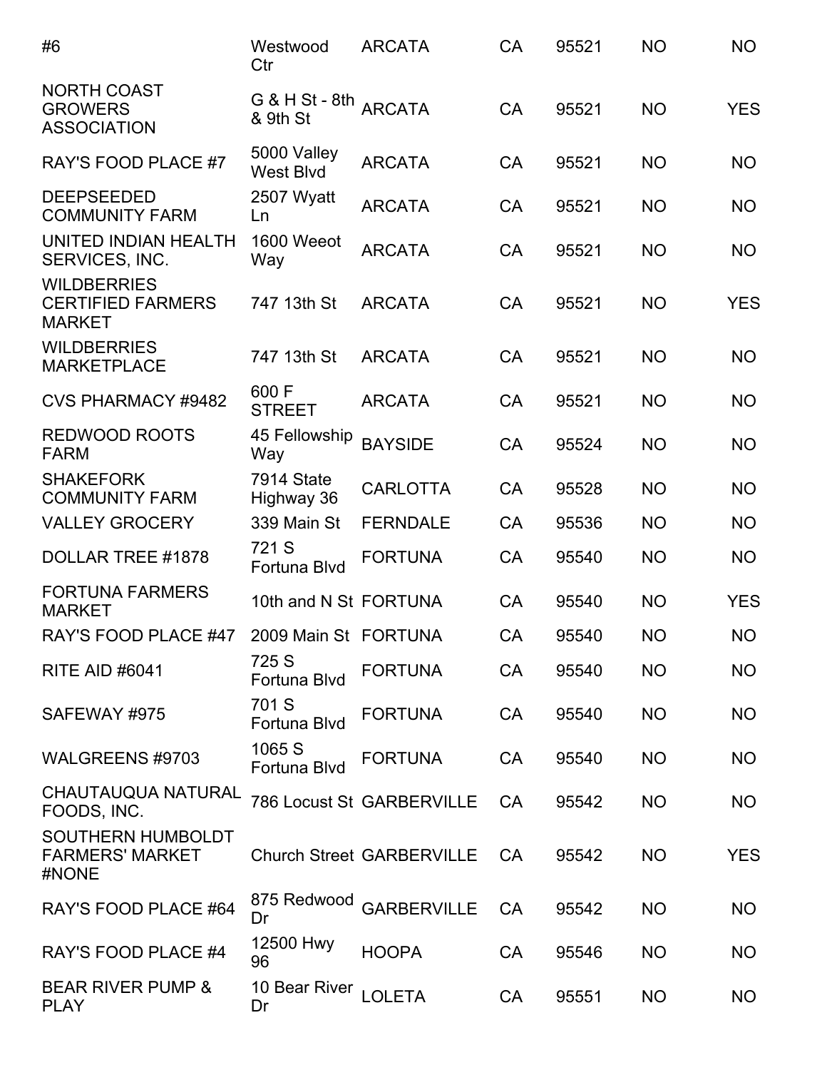| | | | | | | |
|---|---|---|---|---|---|---|
| #6 | Westwood Ctr | ARCATA | CA | 95521 | NO | NO |
| NORTH COAST GROWERS ASSOCIATION | G & H St - 8th & 9th St | ARCATA | CA | 95521 | NO | YES |
| RAY'S FOOD PLACE #7 | 5000 Valley West Blvd | ARCATA | CA | 95521 | NO | NO |
| DEEPSEEDED COMMUNITY FARM | 2507 Wyatt Ln | ARCATA | CA | 95521 | NO | NO |
| UNITED INDIAN HEALTH SERVICES, INC. | 1600 Weeot Way | ARCATA | CA | 95521 | NO | NO |
| WILDBERRIES CERTIFIED FARMERS MARKET | 747 13th St | ARCATA | CA | 95521 | NO | YES |
| WILDBERRIES MARKETPLACE | 747 13th St | ARCATA | CA | 95521 | NO | NO |
| CVS PHARMACY #9482 | 600 F STREET | ARCATA | CA | 95521 | NO | NO |
| REDWOOD ROOTS FARM | 45 Fellowship Way | BAYSIDE | CA | 95524 | NO | NO |
| SHAKEFORK COMMUNITY FARM | 7914 State Highway 36 | CARLOTTA | CA | 95528 | NO | NO |
| VALLEY GROCERY | 339 Main St | FERNDALE | CA | 95536 | NO | NO |
| DOLLAR TREE #1878 | 721 S Fortuna Blvd | FORTUNA | CA | 95540 | NO | NO |
| FORTUNA FARMERS MARKET | 10th and N St | FORTUNA | CA | 95540 | NO | YES |
| RAY'S FOOD PLACE #47 | 2009 Main St | FORTUNA | CA | 95540 | NO | NO |
| RITE AID #6041 | 725 S Fortuna Blvd | FORTUNA | CA | 95540 | NO | NO |
| SAFEWAY #975 | 701 S Fortuna Blvd | FORTUNA | CA | 95540 | NO | NO |
| WALGREENS #9703 | 1065 S Fortuna Blvd | FORTUNA | CA | 95540 | NO | NO |
| CHAUTAUQUA NATURAL FOODS, INC. | 786 Locust St | GARBERVILLE | CA | 95542 | NO | NO |
| SOUTHERN HUMBOLDT FARMERS' MARKET #NONE | Church Street | GARBERVILLE | CA | 95542 | NO | YES |
| RAY'S FOOD PLACE #64 | 875 Redwood Dr | GARBERVILLE | CA | 95542 | NO | NO |
| RAY'S FOOD PLACE #4 | 12500 Hwy 96 | HOOPA | CA | 95546 | NO | NO |
| BEAR RIVER PUMP & PLAY | 10 Bear River Dr | LOLETA | CA | 95551 | NO | NO |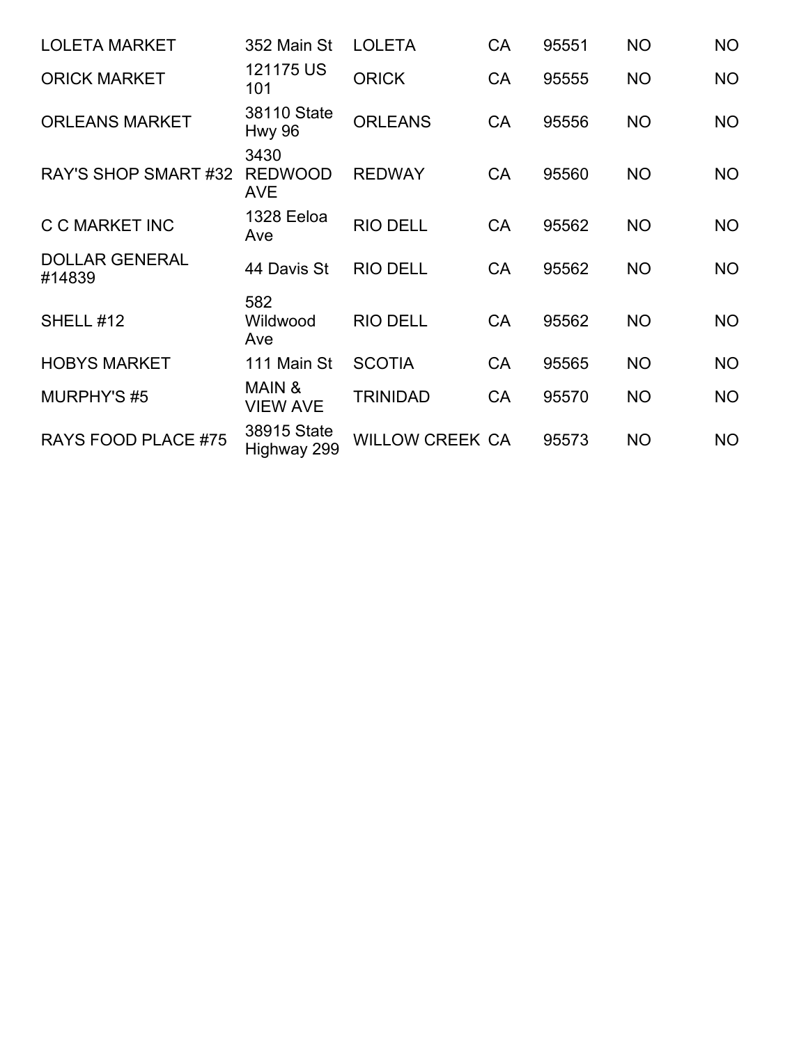| | | | | | | |
|---|---|---|---|---|---|---|
| LOLETA MARKET | 352 Main St | LOLETA | CA | 95551 | NO | NO |
| ORICK MARKET | 121175 US 101 | ORICK | CA | 95555 | NO | NO |
| ORLEANS MARKET | 38110 State Hwy 96 | ORLEANS | CA | 95556 | NO | NO |
| RAY'S SHOP SMART #32 | 3430 REDWOOD AVE | REDWAY | CA | 95560 | NO | NO |
| C C MARKET INC | 1328 Eeloa Ave | RIO DELL | CA | 95562 | NO | NO |
| DOLLAR GENERAL #14839 | 44 Davis St | RIO DELL | CA | 95562 | NO | NO |
| SHELL #12 | 582 Wildwood Ave | RIO DELL | CA | 95562 | NO | NO |
| HOBYS MARKET | 111 Main St | SCOTIA | CA | 95565 | NO | NO |
| MURPHY'S #5 | MAIN & VIEW AVE | TRINIDAD | CA | 95570 | NO | NO |
| RAYS FOOD PLACE #75 | 38915 State Highway 299 | WILLOW CREEK | CA | 95573 | NO | NO |